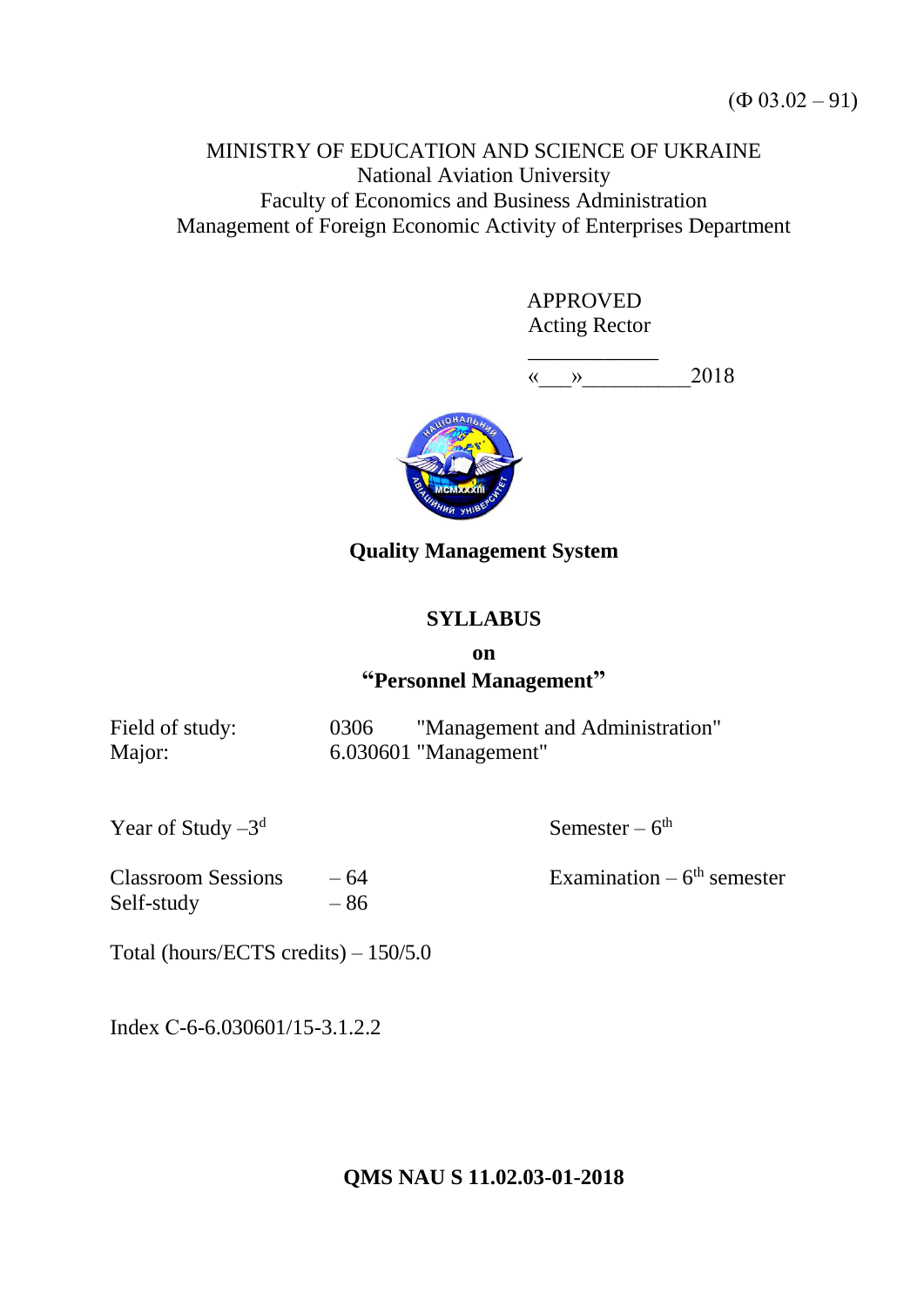(Ф 03.02 – 91)

MINISTRY OF EDUCATION AND SCIENCE OF UKRAINE
National Aviation University
Faculty of Economics and Business Administration
Management of Foreign Economic Activity of Enterprises Department

APPROVED
Acting Rector

____________
«___»__________2018

**Quality Management System**

# SYLLABUS

**on**

## "Personnel Management"

Field of study: 0306 "Management and Administration"
Major: 6.030601 "Management"

Year of Study – 3d

Semester – 6th

Classroom Sessions – 64
Self-study – 86

Examination – 6th semester

Total (hours/ECTS credits) – 150/5.0

Index C-6-6.030601/15-3.1.2.2

**QMS NAU S 11.02.03-01-2018**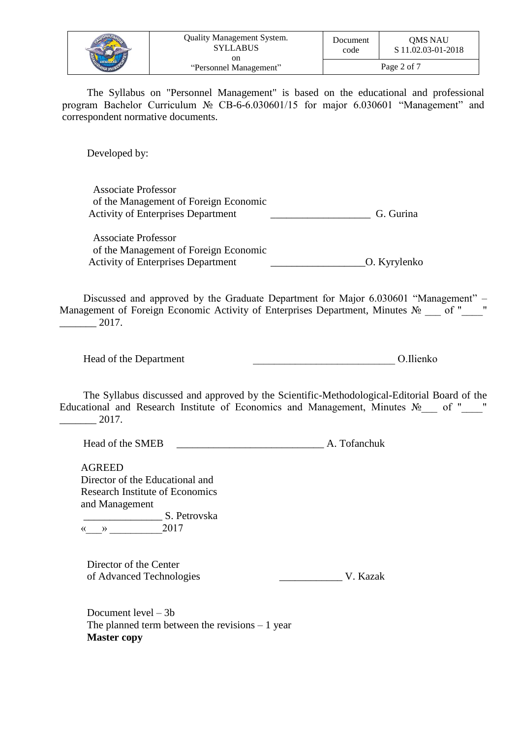The Syllabus on "Personnel Management" is based on the educational and professional program Bachelor Curriculum № СВ-6-6.030601/15 for major 6.030601 "Management" and correspondent normative documents.

Developed by:

Associate Professor
of the Management of Foreign Economic
Activity of Enterprises Department ___________________ G. Gurina

Associate Professor
of the Management of Foreign Economic
Activity of Enterprises Department __________________O. Kyrylenko

Discussed and approved by the Graduate Department for Major 6.030601 "Management" – Management of Foreign Economic Activity of Enterprises Department, Minutes № ___ of "____" _______ 2017.

Head of the Department ___________________________ O.Ilienko

The Syllabus discussed and approved by the Scientific-Methodological-Editorial Board of the Educational and Research Institute of Economics and Management, Minutes №___ of "____" _______ 2017.

Head of the SMEB ____________________________ A. Tofanchuk

AGREED
Director of the Educational and
Research Institute of Economics
and Management
_______________ S. Petrovska
«___» __________2017

Director of the Center
of Advanced Technologies ____________ V. Kazak

Document level – 3b
The planned term between the revisions – 1 year
**Master copy**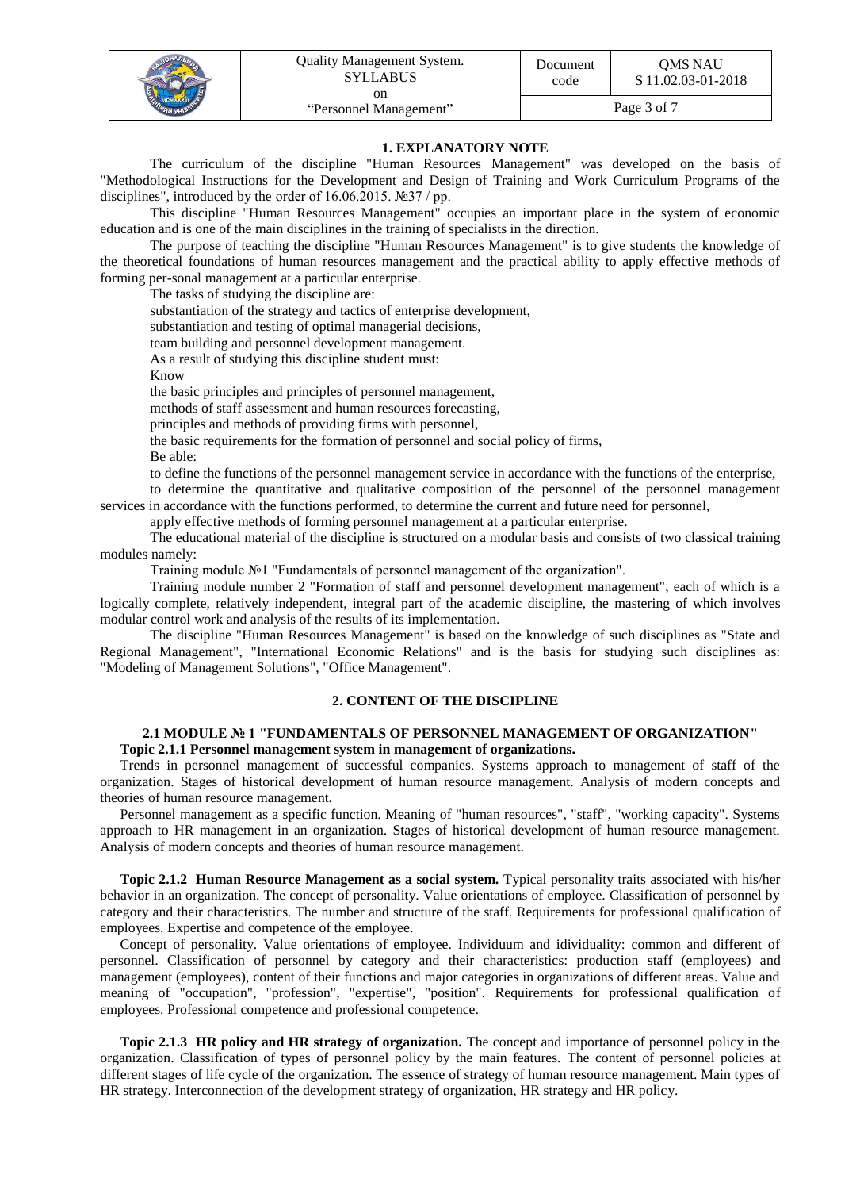## 1. EXPLANATORY NOTE

The curriculum of the discipline "Human Resources Management" was developed on the basis of "Methodological Instructions for the Development and Design of Training and Work Curriculum Programs of the disciplines", introduced by the order of 16.06.2015. №37 / pp.

This discipline "Human Resources Management" occupies an important place in the system of economic education and is one of the main disciplines in the training of specialists in the direction.

The purpose of teaching the discipline "Human Resources Management" is to give students the knowledge of the theoretical foundations of human resources management and the practical ability to apply effective methods of forming per-sonal management at a particular enterprise.

The tasks of studying the discipline are:

substantiation of the strategy and tactics of enterprise development,

substantiation and testing of optimal managerial decisions,

team building and personnel development management.

As a result of studying this discipline student must:

Know

the basic principles and principles of personnel management,

methods of staff assessment and human resources forecasting,

principles and methods of providing firms with personnel,

the basic requirements for the formation of personnel and social policy of firms,

Be able:

to define the functions of the personnel management service in accordance with the functions of the enterprise,

to determine the quantitative and qualitative composition of the personnel of the personnel management services in accordance with the functions performed, to determine the current and future need for personnel,

apply effective methods of forming personnel management at a particular enterprise.

The educational material of the discipline is structured on a modular basis and consists of two classical training modules namely:

Training module №1 "Fundamentals of personnel management of the organization".

Training module number 2 "Formation of staff and personnel development management", each of which is a logically complete, relatively independent, integral part of the academic discipline, the mastering of which involves modular control work and analysis of the results of its implementation.

The discipline "Human Resources Management" is based on the knowledge of such disciplines as "State and Regional Management", "International Economic Relations" and is the basis for studying such disciplines as: "Modeling of Management Solutions", "Office Management".

## 2. CONTENT OF THE DISCIPLINE

### 2.1 MODULE № 1 "FUNDAMENTALS OF PERSONNEL MANAGEMENT OF ORGANIZATION"

**Topic 2.1.1 Personnel management system in management of organizations.**

Trends in personnel management of successful companies. Systems approach to management of staff of the organization. Stages of historical development of human resource management. Analysis of modern concepts and theories of human resource management.

Personnel management as a specific function. Meaning of "human resources", "staff", "working capacity". Systems approach to HR management in an organization. Stages of historical development of human resource management. Analysis of modern concepts and theories of human resource management.

**Topic 2.1.2 Human Resource Management as a social system.** Typical personality traits associated with his/her behavior in an organization. The concept of personality. Value orientations of employee. Classification of personnel by category and their characteristics. The number and structure of the staff. Requirements for professional qualification of employees. Expertise and competence of the employee.

Concept of personality. Value orientations of employee. Individuum and idividuality: common and different of personnel. Classification of personnel by category and their characteristics: production staff (employees) and management (employees), content of their functions and major categories in organizations of different areas. Value and meaning of "occupation", "profession", "expertise", "position". Requirements for professional qualification of employees. Professional competence and professional competence.

**Topic 2.1.3 HR policy and HR strategy of organization.** The concept and importance of personnel policy in the organization. Classification of types of personnel policy by the main features. The content of personnel policies at different stages of life cycle of the organization. The essence of strategy of human resource management. Main types of HR strategy. Interconnection of the development strategy of organization, HR strategy and HR policy.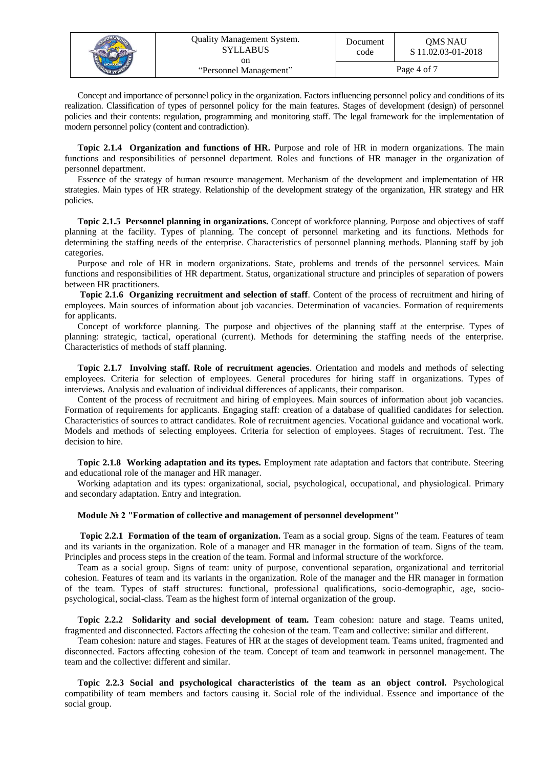Concept and importance of personnel policy in the organization. Factors influencing personnel policy and conditions of its realization. Classification of types of personnel policy for the main features. Stages of development (design) of personnel policies and their contents: regulation, programming and monitoring staff. The legal framework for the implementation of modern personnel policy (content and contradiction).

**Topic 2.1.4 Organization and functions of HR.** Purpose and role of HR in modern organizations. The main functions and responsibilities of personnel department. Roles and functions of HR manager in the organization of personnel department.

Essence of the strategy of human resource management. Mechanism of the development and implementation of HR strategies. Main types of HR strategy. Relationship of the development strategy of the organization, HR strategy and HR policies.

**Topic 2.1.5 Personnel planning in organizations.** Concept of workforce planning. Purpose and objectives of staff planning at the facility. Types of planning. The concept of personnel marketing and its functions. Methods for determining the staffing needs of the enterprise. Characteristics of personnel planning methods. Planning staff by job categories.

Purpose and role of HR in modern organizations. State, problems and trends of the personnel services. Main functions and responsibilities of HR department. Status, organizational structure and principles of separation of powers between HR practitioners.

**Topic 2.1.6 Organizing recruitment and selection of staff**. Content of the process of recruitment and hiring of employees. Main sources of information about job vacancies. Determination of vacancies. Formation of requirements for applicants.

Concept of workforce planning. The purpose and objectives of the planning staff at the enterprise. Types of planning: strategic, tactical, operational (current). Methods for determining the staffing needs of the enterprise. Characteristics of methods of staff planning.

**Topic 2.1.7 Involving staff. Role of recruitment agencies**. Orientation and models and methods of selecting employees. Criteria for selection of employees. General procedures for hiring staff in organizations. Types of interviews. Analysis and evaluation of individual differences of applicants, their comparison.

Content of the process of recruitment and hiring of employees. Main sources of information about job vacancies. Formation of requirements for applicants. Engaging staff: creation of a database of qualified candidates for selection. Characteristics of sources to attract candidates. Role of recruitment agencies. Vocational guidance and vocational work. Models and methods of selecting employees. Criteria for selection of employees. Stages of recruitment. Test. The decision to hire.

**Topic 2.1.8 Working adaptation and its types.** Employment rate adaptation and factors that contribute. Steering and educational role of the manager and HR manager.

Working adaptation and its types: organizational, social, psychological, occupational, and physiological. Primary and secondary adaptation. Entry and integration.

**Module № 2 "Formation of collective and management of personnel development"**

**Topic 2.2.1 Formation of the team of organization.** Team as a social group. Signs of the team. Features of team and its variants in the organization. Role of a manager and HR manager in the formation of team. Signs of the team. Principles and process steps in the creation of the team. Formal and informal structure of the workforce.

Team as a social group. Signs of team: unity of purpose, conventional separation, organizational and territorial cohesion. Features of team and its variants in the organization. Role of the manager and the HR manager in formation of the team. Types of staff structures: functional, professional qualifications, socio-demographic, age, socio-psychological, social-class. Team as the highest form of internal organization of the group.

**Topic 2.2.2 Solidarity and social development of team.** Team cohesion: nature and stage. Teams united, fragmented and disconnected. Factors affecting the cohesion of the team. Team and collective: similar and different.

Team cohesion: nature and stages. Features of HR at the stages of development team. Teams united, fragmented and disconnected. Factors affecting cohesion of the team. Concept of team and teamwork in personnel management. The team and the collective: different and similar.

**Topic 2.2.3 Social and psychological characteristics of the team as an object control.** Psychological compatibility of team members and factors causing it. Social role of the individual. Essence and importance of the social group.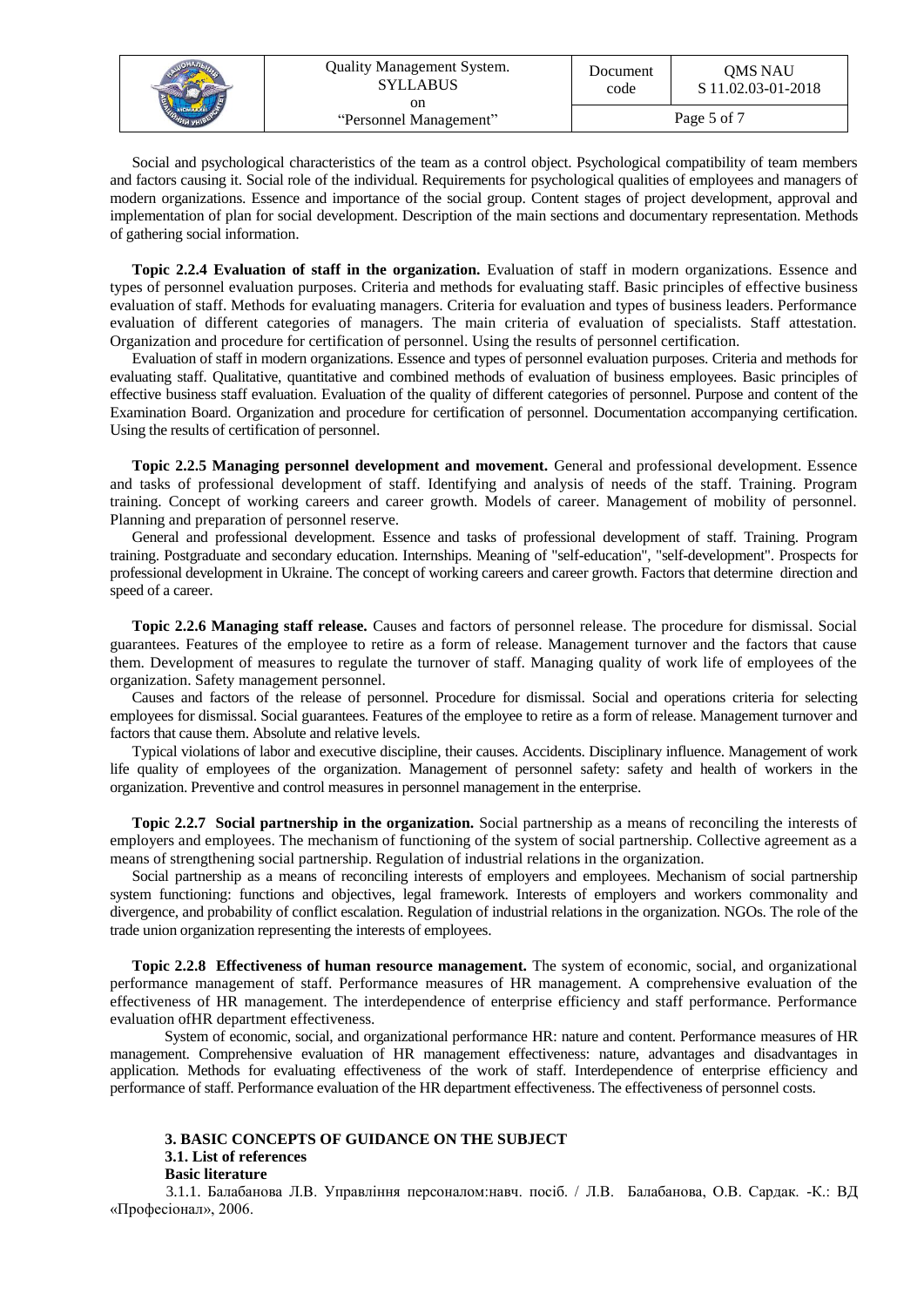Social and psychological characteristics of the team as a control object. Psychological compatibility of team members and factors causing it. Social role of the individual. Requirements for psychological qualities of employees and managers of modern organizations. Essence and importance of the social group. Content stages of project development, approval and implementation of plan for social development. Description of the main sections and documentary representation. Methods of gathering social information.

**Topic 2.2.4 Evaluation of staff in the organization.** Evaluation of staff in modern organizations. Essence and types of personnel evaluation purposes. Criteria and methods for evaluating staff. Basic principles of effective business evaluation of staff. Methods for evaluating managers. Criteria for evaluation and types of business leaders. Performance evaluation of different categories of managers. The main criteria of evaluation of specialists. Staff attestation. Organization and procedure for certification of personnel. Using the results of personnel certification.

Evaluation of staff in modern organizations. Essence and types of personnel evaluation purposes. Criteria and methods for evaluating staff. Qualitative, quantitative and combined methods of evaluation of business employees. Basic principles of effective business staff evaluation. Evaluation of the quality of different categories of personnel. Purpose and content of the Examination Board. Organization and procedure for certification of personnel. Documentation accompanying certification. Using the results of certification of personnel.

**Topic 2.2.5 Managing personnel development and movement.** General and professional development. Essence and tasks of professional development of staff. Identifying and analysis of needs of the staff. Training. Program training. Concept of working careers and career growth. Models of career. Management of mobility of personnel. Planning and preparation of personnel reserve.

General and professional development. Essence and tasks of professional development of staff. Training. Program training. Postgraduate and secondary education. Internships. Meaning of "self-education", "self-development". Prospects for professional development in Ukraine. The concept of working careers and career growth. Factors that determine direction and speed of a career.

**Topic 2.2.6 Managing staff release.** Causes and factors of personnel release. The procedure for dismissal. Social guarantees. Features of the employee to retire as a form of release. Management turnover and the factors that cause them. Development of measures to regulate the turnover of staff. Managing quality of work life of employees of the organization. Safety management personnel.

Causes and factors of the release of personnel. Procedure for dismissal. Social and operations criteria for selecting employees for dismissal. Social guarantees. Features of the employee to retire as a form of release. Management turnover and factors that cause them. Absolute and relative levels.

Typical violations of labor and executive discipline, their causes. Accidents. Disciplinary influence. Management of work life quality of employees of the organization. Management of personnel safety: safety and health of workers in the organization. Preventive and control measures in personnel management in the enterprise.

**Topic 2.2.7 Social partnership in the organization.** Social partnership as a means of reconciling the interests of employers and employees. The mechanism of functioning of the system of social partnership. Collective agreement as a means of strengthening social partnership. Regulation of industrial relations in the organization.

Social partnership as a means of reconciling interests of employers and employees. Mechanism of social partnership system functioning: functions and objectives, legal framework. Interests of employers and workers commonality and divergence, and probability of conflict escalation. Regulation of industrial relations in the organization. NGOs. The role of the trade union organization representing the interests of employees.

**Topic 2.2.8 Effectiveness of human resource management.** The system of economic, social, and organizational performance management of staff. Performance measures of HR management. A comprehensive evaluation of the effectiveness of HR management. The interdependence of enterprise efficiency and staff performance. Performance evaluation ofHR department effectiveness.

System of economic, social, and organizational performance HR: nature and content. Performance measures of HR management. Comprehensive evaluation of HR management effectiveness: nature, advantages and disadvantages in application. Methods for evaluating effectiveness of the work of staff. Interdependence of enterprise efficiency and performance of staff. Performance evaluation of the HR department effectiveness. The effectiveness of personnel costs.

## 3. BASIC CONCEPTS OF GUIDANCE ON THE SUBJECT

### 3.1. List of references

**Basic literature**

3.1.1. Балабанова Л.В. Управління персоналом:навч. посіб. / Л.В. Балабанова, О.В. Сардак. -К.: ВД «Професіонал», 2006.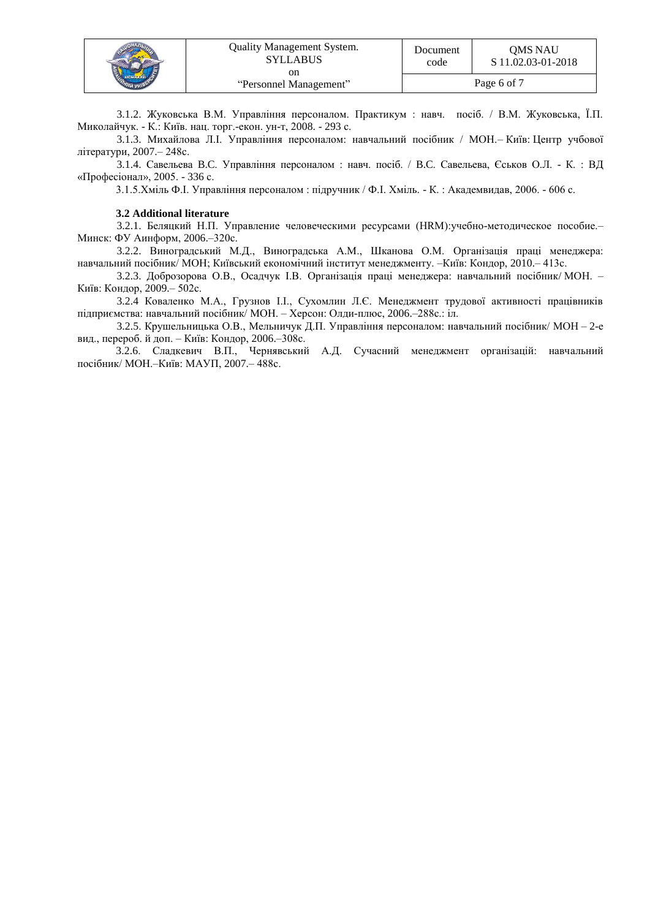3.1.2. Жуковська В.М. Управління персоналом. Практикум : навч. посіб. / В.М. Жуковська, Ї.П. Миколайчук. - К.: Київ. нац. торг.-екон. ун-т, 2008. - 293 с.

3.1.3. Михайлова Л.І. Управління персоналом: навчальний посібник / МОН.– Київ: Центр учбової літератури, 2007.– 248с.

3.1.4. Савельева В.С. Управління персоналом : навч. посіб. / В.С. Савельева, Єськов О.Л. - К. : ВД «Професіонал», 2005. - 336 с.

3.1.5.Хміль Ф.І. Управління персоналом : підручник / Ф.І. Хміль. - К. : Академвидав, 2006. - 606 с.

**3.2 Additional literature**

3.2.1. Беляцкий Н.П. Управление человеческими ресурсами (HRM):учебно-методическое пособие.– Минск: ФУ Аинформ, 2006.–320с.

3.2.2. Виноградський М.Д., Виноградська А.М., Шканова О.М. Організація праці менеджера: навчальний посібник/ МОН; Київський економічний інститут менеджменту. –Київ: Кондор, 2010.– 413с.

3.2.3. Доброзорова О.В., Осадчук І.В. Організація праці менеджера: навчальний посібник/ МОН. – Київ: Кондор, 2009.– 502с.

3.2.4 Коваленко М.А., Грузнов І.І., Сухомлин Л.Є. Менеджмент трудової активності працівників підприємства: навчальний посібник/ МОН. – Херсон: Олди-плюс, 2006.–288с.: іл.

3.2.5. Крушельницька О.В., Мельничук Д.П. Управління персоналом: навчальний посібник/ МОН – 2-е вид., перероб. й доп. – Київ: Кондор, 2006.–308с.

3.2.6. Сладкевич В.П., Чернявський А.Д. Сучасний менеджмент організацій: навчальний посібник/ МОН.–Київ: МАУП, 2007.– 488с.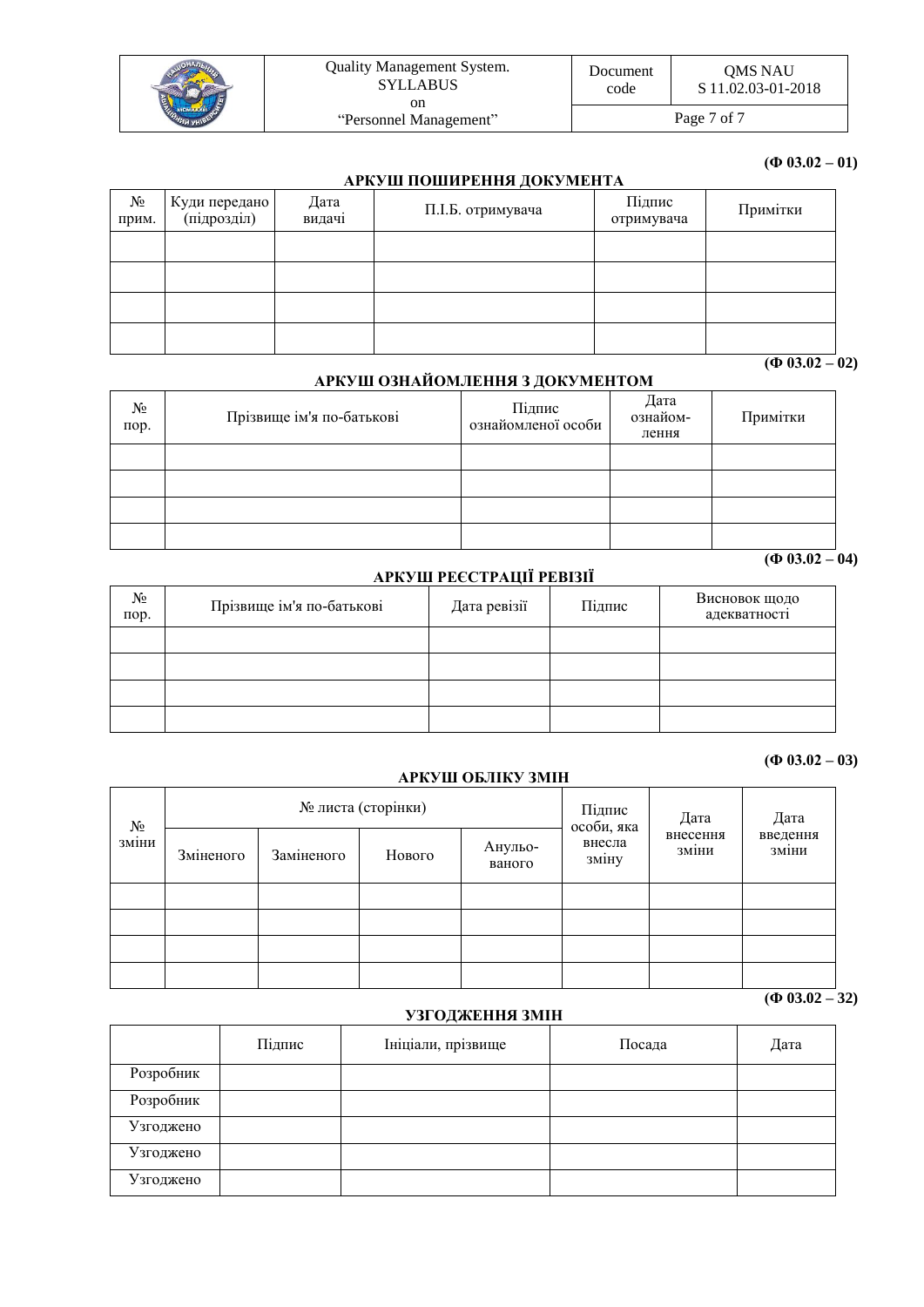**(Ф 03.02 – 01)**

### АРКУШ ПОШИРЕННЯ ДОКУМЕНТА

| № прим. | Куди передано (підрозділ) | Дата видачі | П.І.Б. отримувача | Підпис отримувача | Примітки |
|---|---|---|---|---|---|
| | | | | | |
| | | | | | |
| | | | | | |
| | | | | | |

**(Ф 03.02 – 02)**

### АРКУШ ОЗНАЙОМЛЕННЯ З ДОКУМЕНТОМ

| № пор. | Прізвище ім'я по-батькові | Підпис ознайомленої особи | Дата ознайом-лення | Примітки |
|---|---|---|---|---|
| | | | | |
| | | | | |
| | | | | |
| | | | | |

**(Ф 03.02 – 04)**

### АРКУШ РЕЄСТРАЦІЇ РЕВІЗІЇ

| № пор. | Прізвище ім'я по-батькові | Дата ревізії | Підпис | Висновок щодо адекватності |
|---|---|---|---|---|
| | | | | |
| | | | | |
| | | | | |
| | | | | |

**(Ф 03.02 – 03)**

### АРКУШ ОБЛІКУ ЗМІН

| № зміни | № листа (сторінки) | | | | Підпис особи, яка внесла зміну | Дата внесення зміни | Дата введення зміни |
|---|---|---|---|---|---|---|---|
| | Зміненого | Заміненого | Нового | Анульо-ваного | | | |
| | | | | | | | |
| | | | | | | | |
| | | | | | | | |
| | | | | | | | |

**(Ф 03.02 – 32)**

### УЗГОДЖЕННЯ ЗМІН

| | Підпис | Ініціали, прізвище | Посада | Дата |
|---|---|---|---|---|
| Розробник | | | | |
| Розробник | | | | |
| Узгоджено | | | | |
| Узгоджено | | | | |
| Узгоджено | | | | |